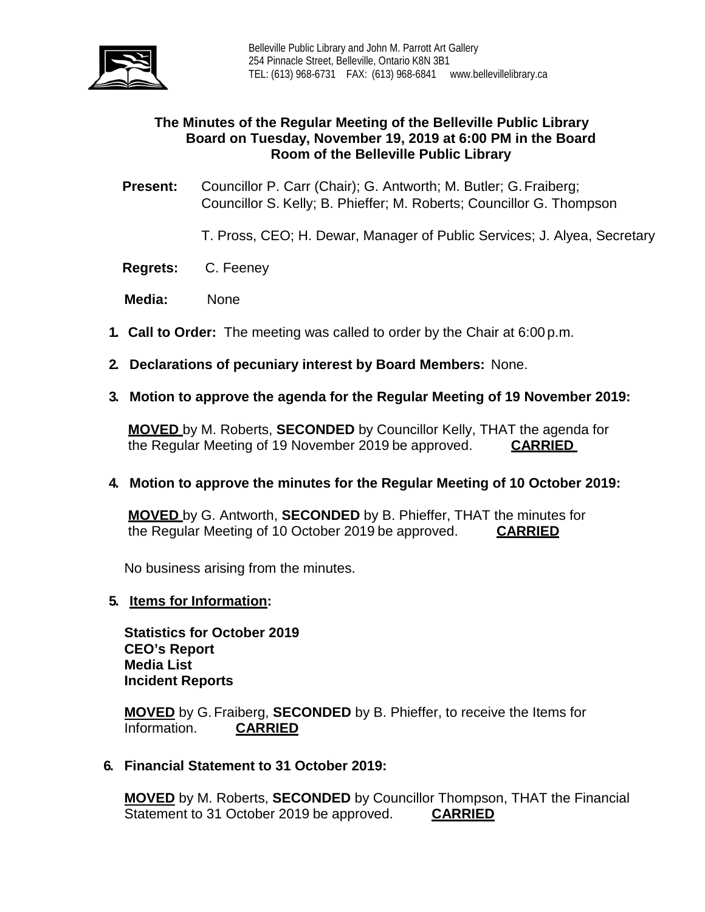Belleville Public Library and John M. Parrott Art Gallery
254 Pinnacle Street, Belleville, Ontario K8N 3B1
TEL: (613) 968-6731 FAX: (613) 968-6841 www.bellevillelibrary.ca

# The Minutes of the Regular Meeting of the Belleville Public Library Board on Tuesday, November 19, 2019 at 6:00 PM in the Board Room of the Belleville Public Library

**Present:** Councillor P. Carr (Chair); G. Antworth; M. Butler; G. Fraiberg; Councillor S. Kelly; B. Phieffer; M. Roberts; Councillor G. Thompson

T. Pross, CEO; H. Dewar, Manager of Public Services; J. Alyea, Secretary

**Regrets:** C. Feeney

**Media:** None

1. **Call to Order:** The meeting was called to order by the Chair at 6:00 p.m.

2. **Declarations of pecuniary interest by Board Members:** None.

3. **Motion to approve the agenda for the Regular Meeting of 19 November 2019:**

   **MOVED** by M. Roberts, **SECONDED** by Councillor Kelly, THAT the agenda for the Regular Meeting of 19 November 2019 be approved. **CARRIED**

4. **Motion to approve the minutes for the Regular Meeting of 10 October 2019:**

   **MOVED** by G. Antworth, **SECONDED** by B. Phieffer, THAT the minutes for the Regular Meeting of 10 October 2019 be approved. **CARRIED**

   No business arising from the minutes.

5. **Items for Information:**

   **Statistics for October 2019**
   **CEO's Report**
   **Media List**
   **Incident Reports**

   **MOVED** by G. Fraiberg, **SECONDED** by B. Phieffer, to receive the Items for Information. **CARRIED**

6. **Financial Statement to 31 October 2019:**

   **MOVED** by M. Roberts, **SECONDED** by Councillor Thompson, THAT the Financial Statement to 31 October 2019 be approved. **CARRIED**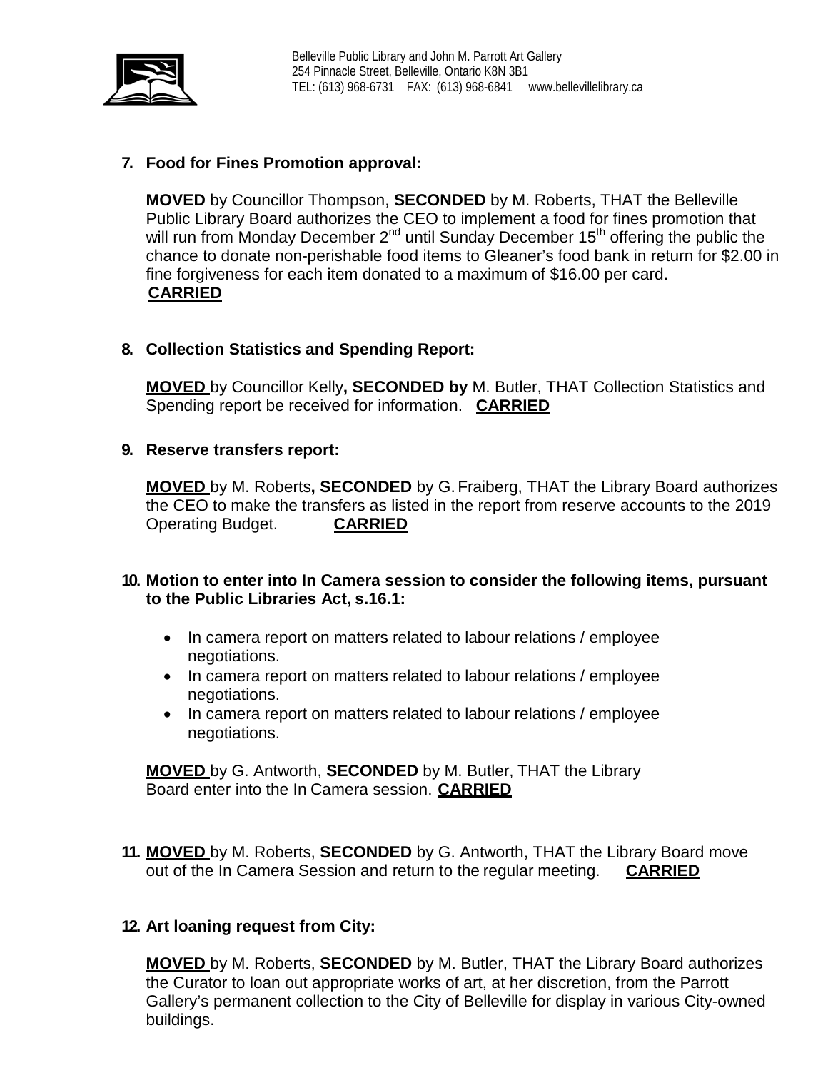**7. Food for Fines Promotion approval:**

**MOVED** by Councillor Thompson, **SECONDED** by M. Roberts, THAT the Belleville Public Library Board authorizes the CEO to implement a food for fines promotion that will run from Monday December 2nd until Sunday December 15th offering the public the chance to donate non-perishable food items to Gleaner's food bank in return for $2.00 in fine forgiveness for each item donated to a maximum of $16.00 per card. **CARRIED**

**8. Collection Statistics and Spending Report:**

**MOVED** by Councillor Kelly**, SECONDED by** M. Butler, THAT Collection Statistics and Spending report be received for information. **CARRIED**

**9. Reserve transfers report:**

**MOVED** by M. Roberts**, SECONDED** by G. Fraiberg, THAT the Library Board authorizes the CEO to make the transfers as listed in the report from reserve accounts to the 2019 Operating Budget. **CARRIED**

**10. Motion to enter into In Camera session to consider the following items, pursuant to the Public Libraries Act, s.16.1:**

- In camera report on matters related to labour relations / employee negotiations.
- In camera report on matters related to labour relations / employee negotiations.
- In camera report on matters related to labour relations / employee negotiations.

**MOVED** by G. Antworth, **SECONDED** by M. Butler, THAT the Library Board enter into the In Camera session. **CARRIED**

**11. MOVED** by M. Roberts, **SECONDED** by G. Antworth, THAT the Library Board move out of the In Camera Session and return to the regular meeting. **CARRIED**

**12. Art loaning request from City:**

**MOVED** by M. Roberts, **SECONDED** by M. Butler, THAT the Library Board authorizes the Curator to loan out appropriate works of art, at her discretion, from the Parrott Gallery's permanent collection to the City of Belleville for display in various City-owned buildings.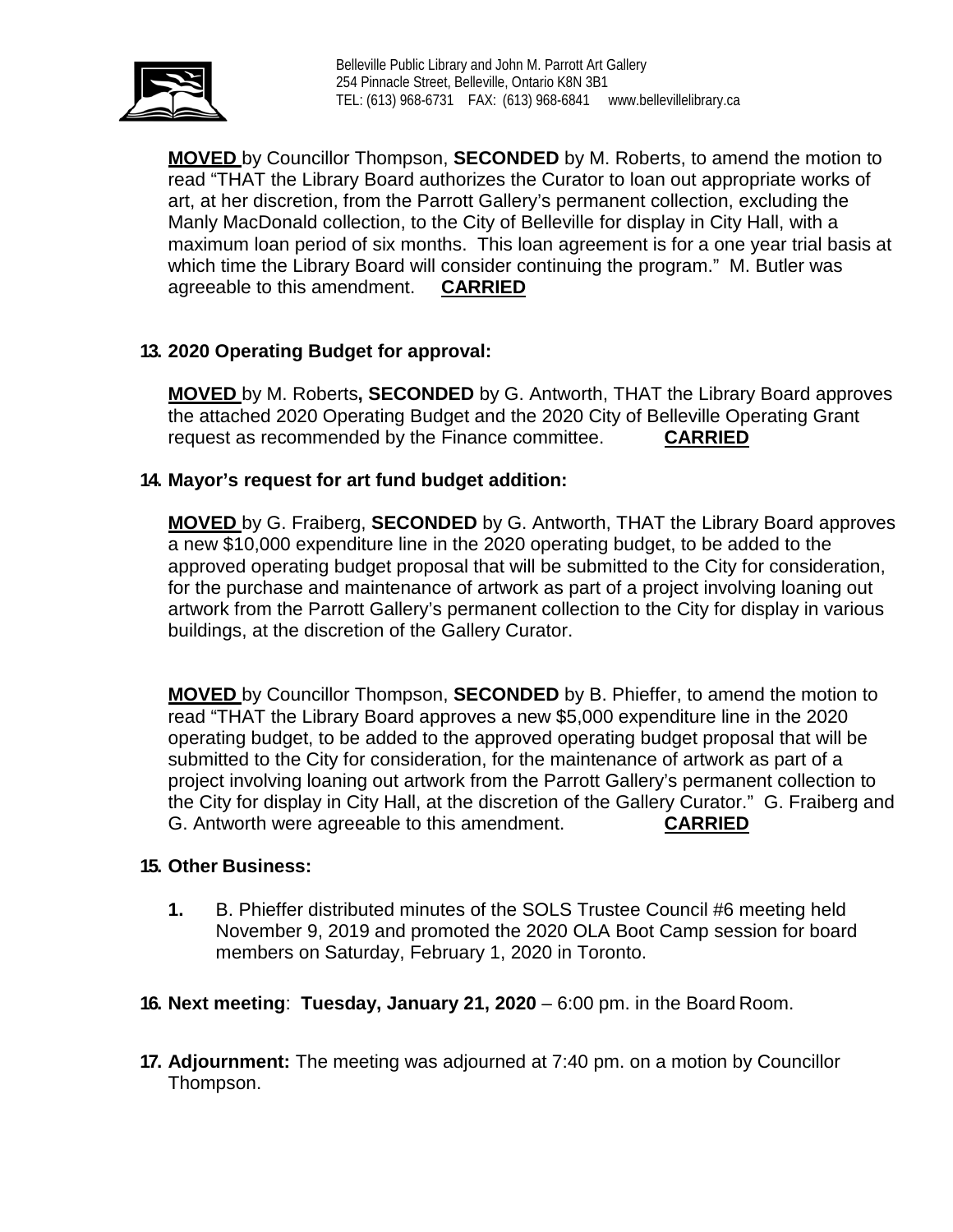**MOVED** by Councillor Thompson, **SECONDED** by M. Roberts, to amend the motion to read "THAT the Library Board authorizes the Curator to loan out appropriate works of art, at her discretion, from the Parrott Gallery's permanent collection, excluding the Manly MacDonald collection, to the City of Belleville for display in City Hall, with a maximum loan period of six months. This loan agreement is for a one year trial basis at which time the Library Board will consider continuing the program." M. Butler was agreeable to this amendment. **CARRIED**

**13. 2020 Operating Budget for approval:**

**MOVED** by M. Roberts**, SECONDED** by G. Antworth, THAT the Library Board approves the attached 2020 Operating Budget and the 2020 City of Belleville Operating Grant request as recommended by the Finance committee. **CARRIED**

**14. Mayor's request for art fund budget addition:**

**MOVED** by G. Fraiberg, **SECONDED** by G. Antworth, THAT the Library Board approves a new $10,000 expenditure line in the 2020 operating budget, to be added to the approved operating budget proposal that will be submitted to the City for consideration, for the purchase and maintenance of artwork as part of a project involving loaning out artwork from the Parrott Gallery's permanent collection to the City for display in various buildings, at the discretion of the Gallery Curator.

**MOVED** by Councillor Thompson, **SECONDED** by B. Phieffer, to amend the motion to read "THAT the Library Board approves a new $5,000 expenditure line in the 2020 operating budget, to be added to the approved operating budget proposal that will be submitted to the City for consideration, for the maintenance of artwork as part of a project involving loaning out artwork from the Parrott Gallery's permanent collection to the City for display in City Hall, at the discretion of the Gallery Curator." G. Fraiberg and G. Antworth were agreeable to this amendment. **CARRIED**

**15. Other Business:**

1. B. Phieffer distributed minutes of the SOLS Trustee Council #6 meeting held November 9, 2019 and promoted the 2020 OLA Boot Camp session for board members on Saturday, February 1, 2020 in Toronto.

**16. Next meeting**: **Tuesday, January 21, 2020** – 6:00 pm. in the Board Room.

**17. Adjournment:** The meeting was adjourned at 7:40 pm. on a motion by Councillor Thompson.